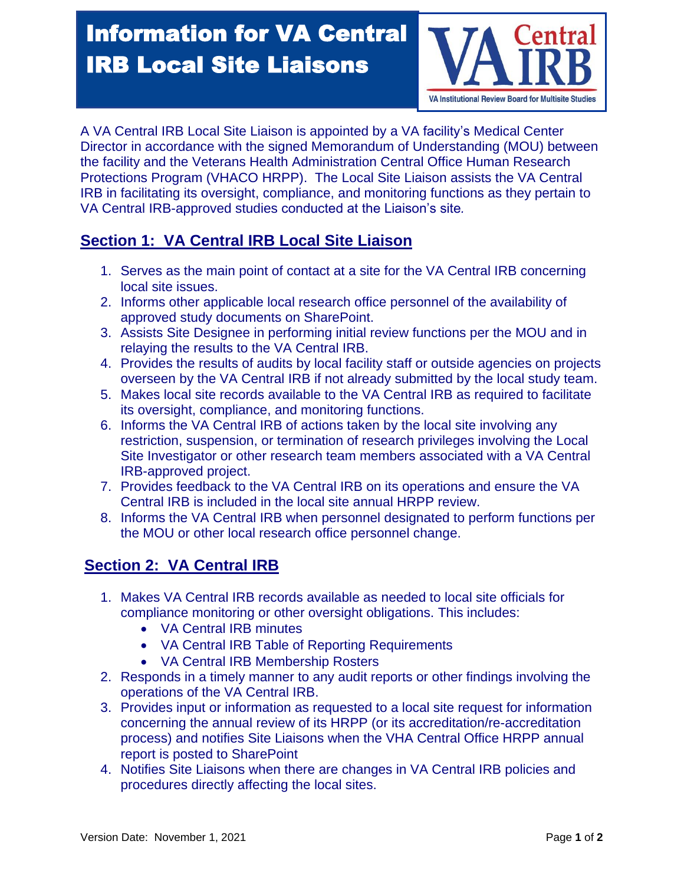# Information for VA Central IRB Local Site Liaisons

A VA Central IRB Local Site Liaison is appointed by a VA facility's Medical Center Director in accordance with the signed Memorandum of Understanding (MOU) between the facility and the Veterans Health Administration Central Office Human Research Protections Program (VHACO HRPP). The Local Site Liaison assists the VA Central IRB in facilitating its oversight, compliance, and monitoring functions as they pertain to VA Central IRB-approved studies conducted at the Liaison's site.

## Section 1: VA Central IRB Local Site Liaison

1. Serves as the main point of contact at a site for the VA Central IRB concerning local site issues.
2. Informs other applicable local research office personnel of the availability of approved study documents on SharePoint.
3. Assists Site Designee in performing initial review functions per the MOU and in relaying the results to the VA Central IRB.
4. Provides the results of audits by local facility staff or outside agencies on projects overseen by the VA Central IRB if not already submitted by the local study team.
5. Makes local site records available to the VA Central IRB as required to facilitate its oversight, compliance, and monitoring functions.
6. Informs the VA Central IRB of actions taken by the local site involving any restriction, suspension, or termination of research privileges involving the Local Site Investigator or other research team members associated with a VA Central IRB-approved project.
7. Provides feedback to the VA Central IRB on its operations and ensure the VA Central IRB is included in the local site annual HRPP review.
8. Informs the VA Central IRB when personnel designated to perform functions per the MOU or other local research office personnel change.

## Section 2: VA Central IRB

1. Makes VA Central IRB records available as needed to local site officials for compliance monitoring or other oversight obligations. This includes:
   - VA Central IRB minutes
   - VA Central IRB Table of Reporting Requirements
   - VA Central IRB Membership Rosters
2. Responds in a timely manner to any audit reports or other findings involving the operations of the VA Central IRB.
3. Provides input or information as requested to a local site request for information concerning the annual review of its HRPP (or its accreditation/re-accreditation process) and notifies Site Liaisons when the VHA Central Office HRPP annual report is posted to SharePoint
4. Notifies Site Liaisons when there are changes in VA Central IRB policies and procedures directly affecting the local sites.

Version Date: November 1, 2021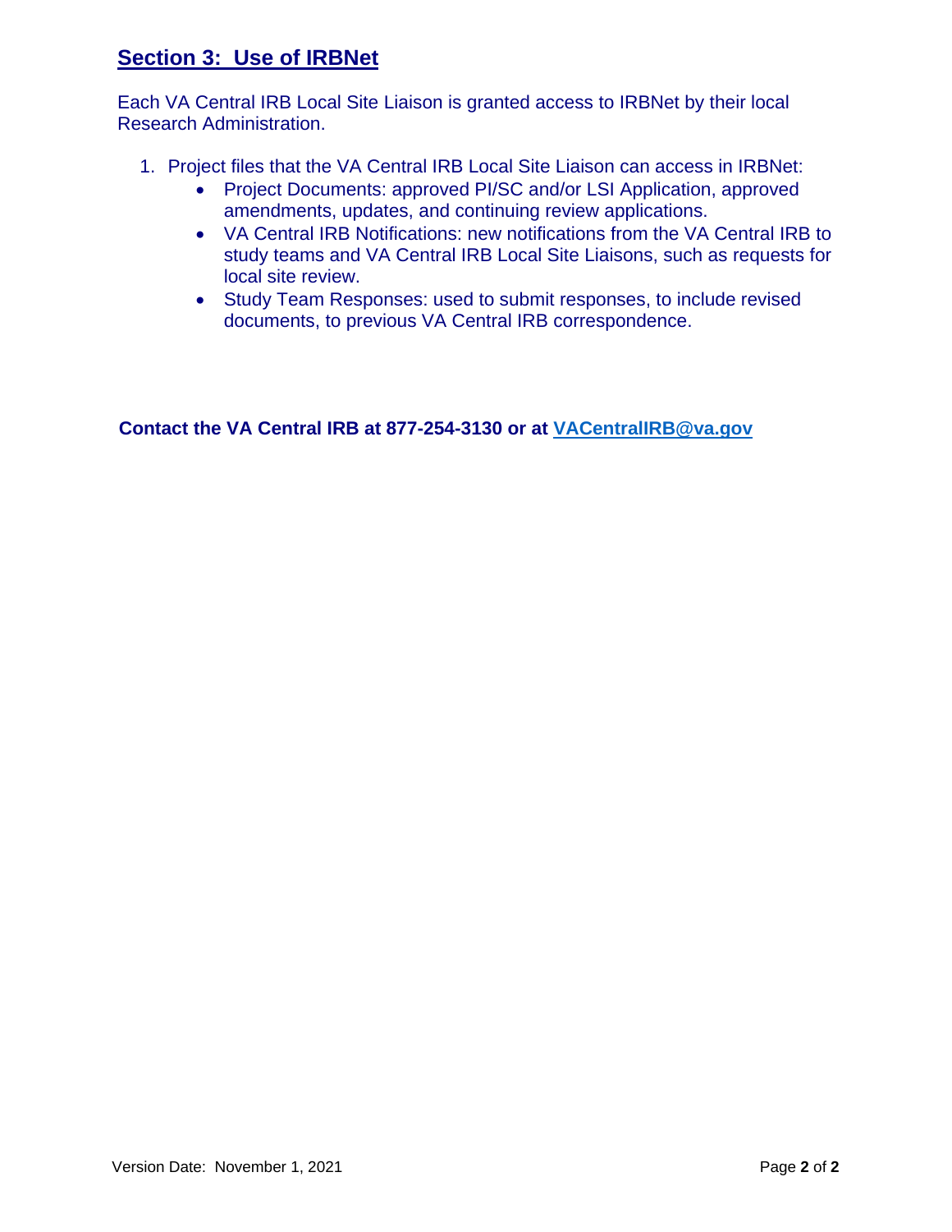## Section 3: Use of IRBNet

Each VA Central IRB Local Site Liaison is granted access to IRBNet by their local Research Administration.

1. Project files that the VA Central IRB Local Site Liaison can access in IRBNet:
   - Project Documents: approved PI/SC and/or LSI Application, approved amendments, updates, and continuing review applications.
   - VA Central IRB Notifications: new notifications from the VA Central IRB to study teams and VA Central IRB Local Site Liaisons, such as requests for local site review.
   - Study Team Responses: used to submit responses, to include revised documents, to previous VA Central IRB correspondence.

**Contact the VA Central IRB at 877-254-3130 or at VACentralIRB@va.gov**

Version Date: November 1, 2021